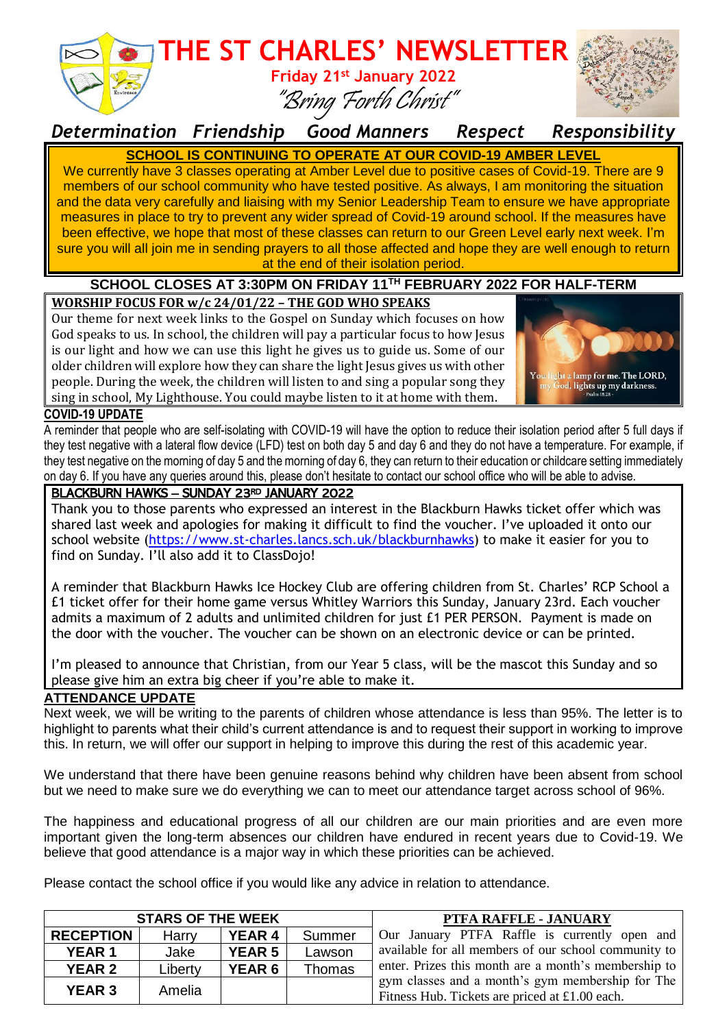# THE ST CHARLES' NEWSLETTER

**Friday 21st January 2022**

*"Bring Forth Christ"*

***Determination Friendship Good Manners Respect Responsibility***

**SCHOOL IS CONTINUING TO OPERATE AT OUR COVID-19 AMBER LEVEL**

We currently have 3 classes operating at Amber Level due to positive cases of Covid-19. There are 9 members of our school community who have tested positive. As always, I am monitoring the situation and the data very carefully and liaising with my Senior Leadership Team to ensure we have appropriate measures in place to try to prevent any wider spread of Covid-19 around school. If the measures have been effective, we hope that most of these classes can return to our Green Level early next week. I'm sure you will all join me in sending prayers to all those affected and hope they are well enough to return at the end of their isolation period.

**SCHOOL CLOSES AT 3:30PM ON FRIDAY 11TH FEBRUARY 2022 FOR HALF-TERM**

**WORSHIP FOCUS FOR w/c 24/01/22 – THE GOD WHO SPEAKS**

Our theme for next week links to the Gospel on Sunday which focuses on how God speaks to us. In school, the children will pay a particular focus to how Jesus is our light and how we can use this light he gives us to guide us. Some of our older children will explore how they can share the light Jesus gives us with other people. During the week, the children will listen to and sing a popular song they sing in school, My Lighthouse. You could maybe listen to it at home with them.

You light a lamp for me. The LORD, my God, lights up my darkness. - Psalm 18:28 -

**COVID-19 UPDATE**

A reminder that people who are self-isolating with COVID-19 will have the option to reduce their isolation period after 5 full days if they test negative with a lateral flow device (LFD) test on both day 5 and day 6 and they do not have a temperature. For example, if they test negative on the morning of day 5 and the morning of day 6, they can return to their education or childcare setting immediately on day 6. If you have any queries around this, please don't hesitate to contact our school office who will be able to advise.

**BLACKBURN HAWKS – SUNDAY 23RD JANUARY 2022**

Thank you to those parents who expressed an interest in the Blackburn Hawks ticket offer which was shared last week and apologies for making it difficult to find the voucher. I've uploaded it onto our school website (https://www.st-charles.lancs.sch.uk/blackburnhawks) to make it easier for you to find on Sunday. I'll also add it to ClassDojo!

A reminder that Blackburn Hawks Ice Hockey Club are offering children from St. Charles' RCP School a £1 ticket offer for their home game versus Whitley Warriors this Sunday, January 23rd. Each voucher admits a maximum of 2 adults and unlimited children for just £1 PER PERSON. Payment is made on the door with the voucher. The voucher can be shown on an electronic device or can be printed.

I'm pleased to announce that Christian, from our Year 5 class, will be the mascot this Sunday and so please give him an extra big cheer if you're able to make it.

**ATTENDANCE UPDATE**

Next week, we will be writing to the parents of children whose attendance is less than 95%. The letter is to highlight to parents what their child's current attendance is and to request their support in working to improve this. In return, we will offer our support in helping to improve this during the rest of this academic year.

We understand that there have been genuine reasons behind why children have been absent from school but we need to make sure we do everything we can to meet our attendance target across school of 96%.

The happiness and educational progress of all our children are our main priorities and are even more important given the long-term absences our children have endured in recent years due to Covid-19. We believe that good attendance is a major way in which these priorities can be achieved.

Please contact the school office if you would like any advice in relation to attendance.

**STARS OF THE WEEK**

| | | | |
|---|---|---|---|
| **RECEPTION** | Harry | **YEAR 4** | Summer |
| **YEAR 1** | Jake | **YEAR 5** | Lawson |
| **YEAR 2** | Liberty | **YEAR 6** | Thomas |
| **YEAR 3** | Amelia | | |

**PTFA RAFFLE - JANUARY**

Our January PTFA Raffle is currently open and available for all members of our school community to enter. Prizes this month are a month's membership to gym classes and a month's gym membership for The Fitness Hub. Tickets are priced at £1.00 each.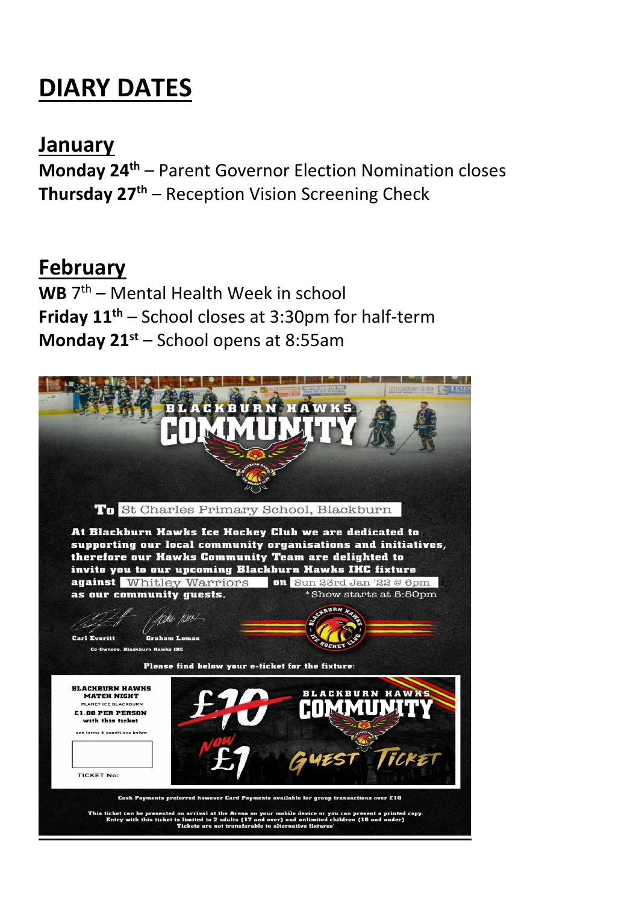# DIARY DATES

## January

**Monday 24th** – Parent Governor Election Nomination closes
**Thursday 27th** – Reception Vision Screening Check

## February

**WB** 7th – Mental Health Week in school
**Friday 11th** – School closes at 3:30pm for half-term
**Monday 21st** – School opens at 8:55am

BLACKBURN HAWKS
COMMUNITY

**To** St Charles Primary School, Blackburn

**At Blackburn Hawks Ice Hockey Club we are dedicated to supporting our local community organisations and initiatives, therefore our Hawks Community Team are delighted to invite you to our upcoming Blackburn Hawks IHC fixture against** Whitley Warriors **on** Sun 23rd Jan '22 @ 6pm **as our community guests.**

*Show starts at 5:50pm

Carl Everitt
Graham Lomax
Co-Owners, Blackburn Hawks IHC

**Please find below your e-ticket for the fixture:**

**BLACKBURN HAWKS MATCH NIGHT**
PLANET ICE BLACKBURN
**£1.00 PER PERSON with this ticket**
see terms & conditions below

TICKET No:

~~£10~~ NOW £1
BLACKBURN HAWKS COMMUNITY
GUEST TICKET

**Cash Payments preferred however Card Payments available for group transactions over £10**

**This ticket can be presented on arrival at the Arena on your mobile device or you can present a printed copy. Entry with this ticket is limited to 2 adults (17 and over) and unlimited children (16 and under) Tickets are not transferable to alternative fixtures'**